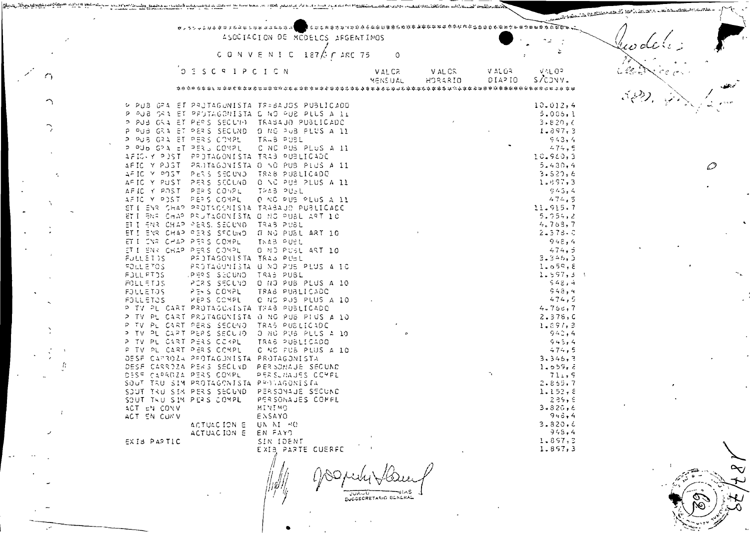ASOCIACION DE MODELOS ARGENTINOS

CONVENIO 187/ ANO 75

| DESCRIPCION | | VALOR MENSUAL | VALOR HORARIO | VALOR DIARIO | VALOR S/CONV. |
|---|---|---|---|---|---|
| PUB GRA ET PROTAGONISTA | TRABAJOS PUBLICADO | | | | 10.012,4 |
| PUB GRA ET PROTAGONISTA | O NO PUB PLUS A 11 | | | | 5.006,1 |
| PUB GRA ET PERS SECUND | TRABAJO PUBLICADO | | | | 3.820,6 |
| PUB GRA ET PERS SECUND | O NO PUB PLUS A 11 | | | | 1.897,3 |
| PUB GRA ET PERS COMPL | TRAB PUBL | | | | 948,4 |
| PUB GRA ET PERS COMPL | O NO PUB PLUS A 11 | | | | 474,5 |
| AFIC Y POST PROTAGONISTA | TRAB PUBLICADO | | | | 10.960,3 |
| AFIC Y POST PROTAGONISTA | O NO PUB PLUS A 11 | | | | 5.480,4 |
| AFIC Y POST PERS SECUND | TRAB PUBLICADO | | | | 3.820,6 |
| AFIC Y POST PERS SECUND | O NO PUB PLUS A 11 | | | | 1.897,3 |
| AFIC Y POST PERS COMPL | TRAB PUBL | | | | 948,4 |
| AFIC Y POST PERS COMPL | O NO PUB PLUS A 11 | | | | 474,5 |
| ET I ENR CHAP PROTAGONISTA | TRABAJO PUBLICADO | | | | 11.915,7 |
| ET I ENR CHAP PROTAGONISTA | O NO PUBL ART 10 | | | | 5.954,2 |
| ET I ENR CHAP PERS SECUND | TRAB PUBL | | | | 4.768,7 |
| ET I ENR CHAP PERS SECUND | O NO PUBL ART 10 | | | | 2.378,0 |
| ET I ENR CHAP PERS COMPL | TRAB PUBL | | | | 948,4 |
| ET I ENR CHAP PERS COMPL | O NO PUBL ART 10 | | | | 474,5 |
| FOLLETOS PROTAGONISTA | TRAB PUBL | | | | 3.346,3 |
| FOLLETOS PROTAGONISTA | O NO PUB PLUS A 10 | | | | 1.659,8 |
| FOLLETOS PERS SECUND | TRAB PUBL | | | | 1.897,3 |
| FOLLETOS PERS SECUND | O NO PUB PLUS A 10 | | | | 948,4 |
| FOLLETOS PERS COMPL | TRAB PUBLICADO | | | | 948,4 |
| FOLLETOS PERS COMPL | O NO PUB PLUS A 10 | | | | 474,5 |
| P TV PL CART PROTAGONISTA | TRAB PUBLICADO | | | | 4.768,7 |
| P TV PL CART PROTAGONISTA | O NO PUB PLUS A 10 | | | | 2.378,0 |
| P TV PL CART PERS SECUND | TRAB PUBLICADO | | | | 1.897,3 |
| P TV PL CART PERS SECUND | O NO PUB PLUS A 10 | | | | 948,4 |
| P TV PL CART PERS COMPL | TRAB PUBLICADO | | | | 948,4 |
| P TV PL CART PERS COMPL | O NO PUB PLUS A 10 | | | | 474,5 |
| DESF CARROZA PROTAGONISTA | PROTAGONISTA | | | | 3.346,3 |
| DESF CARROZA PERS SECUND | PERSONAJE SECUND | | | | 1.659,8 |
| DESF CARROZA PERS COMPL | PERSONAJES COMPL | | | | 711,9 |
| SOUT TRU SIM PROTAGONISTA | PROTAGONISTA | | | | 2.865,7 |
| SOUT TRU SIM PERS SECUND | PERSONAJE SECUND | | | | 1.152,8 |
| SOUT TRU SIM PERS COMPL | PERSONAJES COMPL | | | | 285,9 |
| ACT EN CONV | MINIMO | | | | 3.820,6 |
| ACT EN CONV | ENSAYO | | | | 948,4 |
| ACTUACION E | UN MINIMO | | | | 3.820,6 |
| ACTUACION E | EN ENSAYO | | | | 948,4 |
| EXIB PARTIC | SIN IDENT | | | | 1.897,3 |
| | EXIB PARTE CUERPO | | | | 1.897,3 |

JUAN ... DIAS
SUBSECRETARIO GENERAL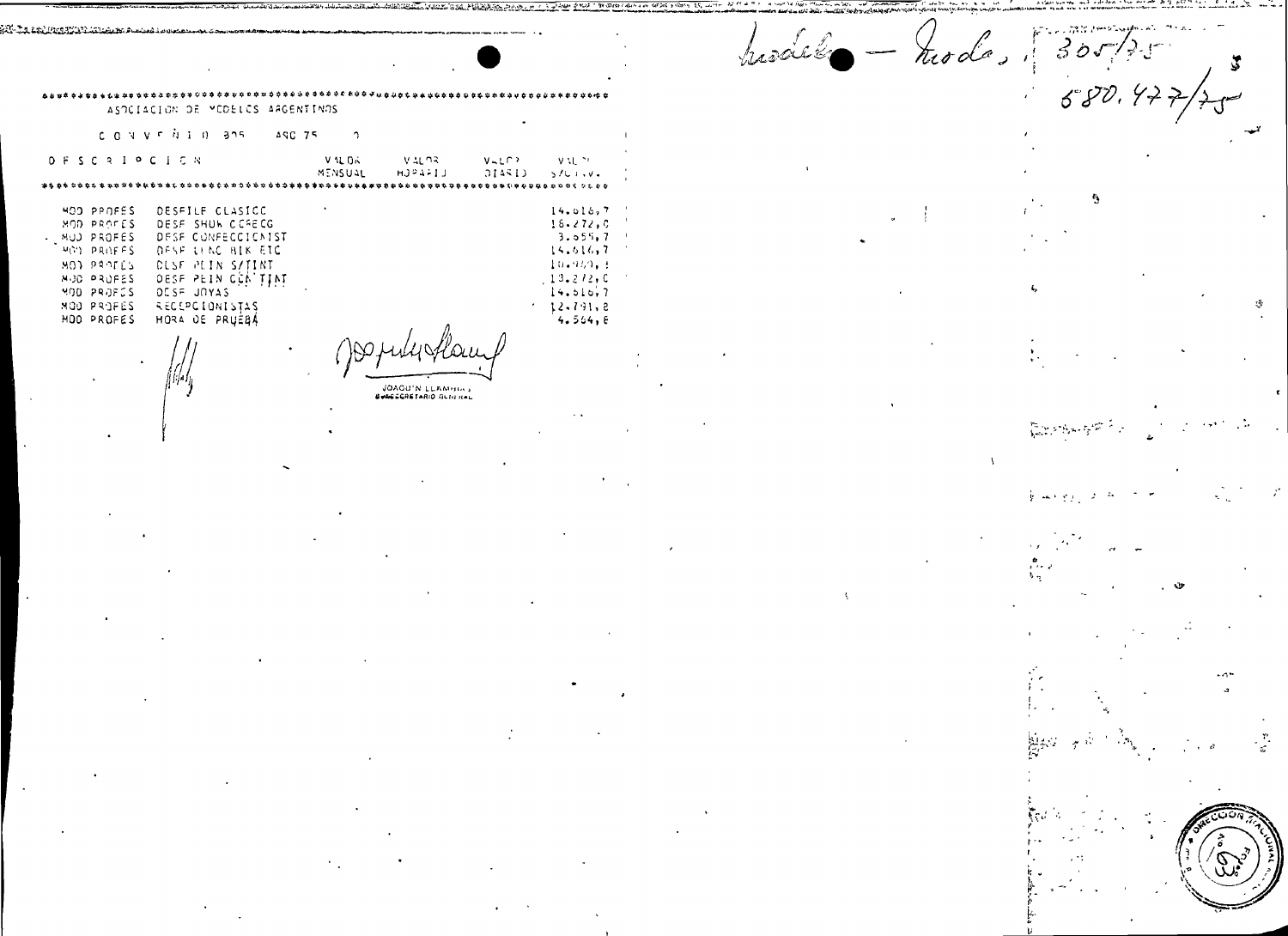Modelo — Moda, 305/75

580.477/75

ASOCIACION DE MODELOS ARGENTINOS

CONVENIO 305 AÑO 75

| DESCRIPCION | | VALOR MENSUAL | VALOR HORARIO | VALOR DIARIO | VALOR S/C.I.V. |
|---|---|---|---|---|---|
| MOD PROFES | DESFILE CLASICO | | | | 14.616,7 |
| MOD PROFES | DESF SHOW CCRECG | | | | 18.272,0 |
| MOD PROFES | DESF CONFECCIONIST | | | | 3.655,7 |
| MOD PROFES | DESF LENC BIK ETC | | | | 14.616,7 |
| MOD PROFES | DESF PEIN S/TINT | | | | 10.960,1 |
| MOD PROFES | DESF PEIN CON TINT | | | | 13.272,0 |
| MOD PROFES | DESF JOYAS | | | | 14.616,7 |
| MOD PROFES | RECEPCIONISTAS | | | | 12.791,8 |
| MOD PROFES | HORA DE PRUEBA | | | | 4.564,8 |

JOAQUIN LLAMBIAS
SUBSECRETARIO GENERAL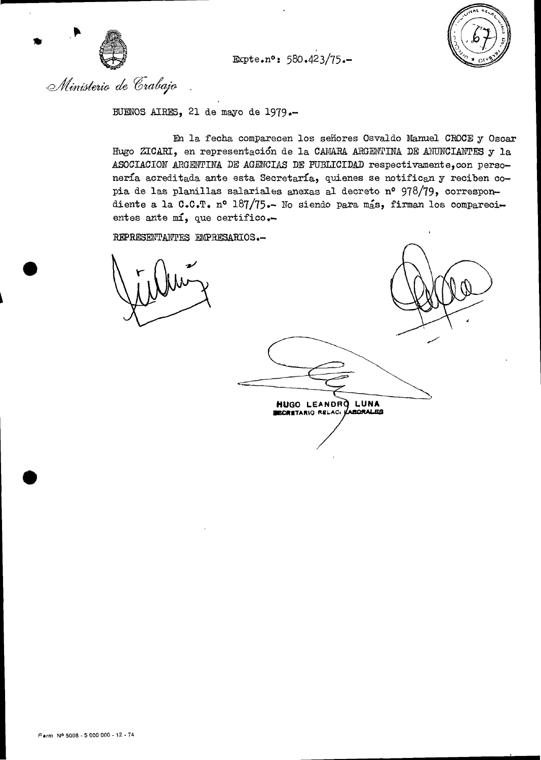Ministerio de Trabajo

Expte.nº: 580.423/75.-

BUENOS AIRES, 21 de mayo de 1979.-

En la fecha comparecen los señores Osvaldo Manuel CROCE y Oscar Hugo ZICARI, en representación de la CAMARA ARGENTINA DE ANUNCIANTES y la ASOCIACION ARGENTINA DE AGENCIAS DE PUBLICIDAD respectivamente, con personería acreditada ante esta Secretaría, quienes se notifican y reciben copia de las planillas salariales anexas al decreto nº 978/79, correspondiente a la C.C.T. nº 187/75.- No siendo para más, firman los comparecientes ante mí, que certifico.-

REPRESENTANTES EMPRESARIOS.-

HUGO LEANDRO LUNA
SECRETARIO RELAC. LABORALES

Form Nº 5008 - 5 000 000 - 12 - 74